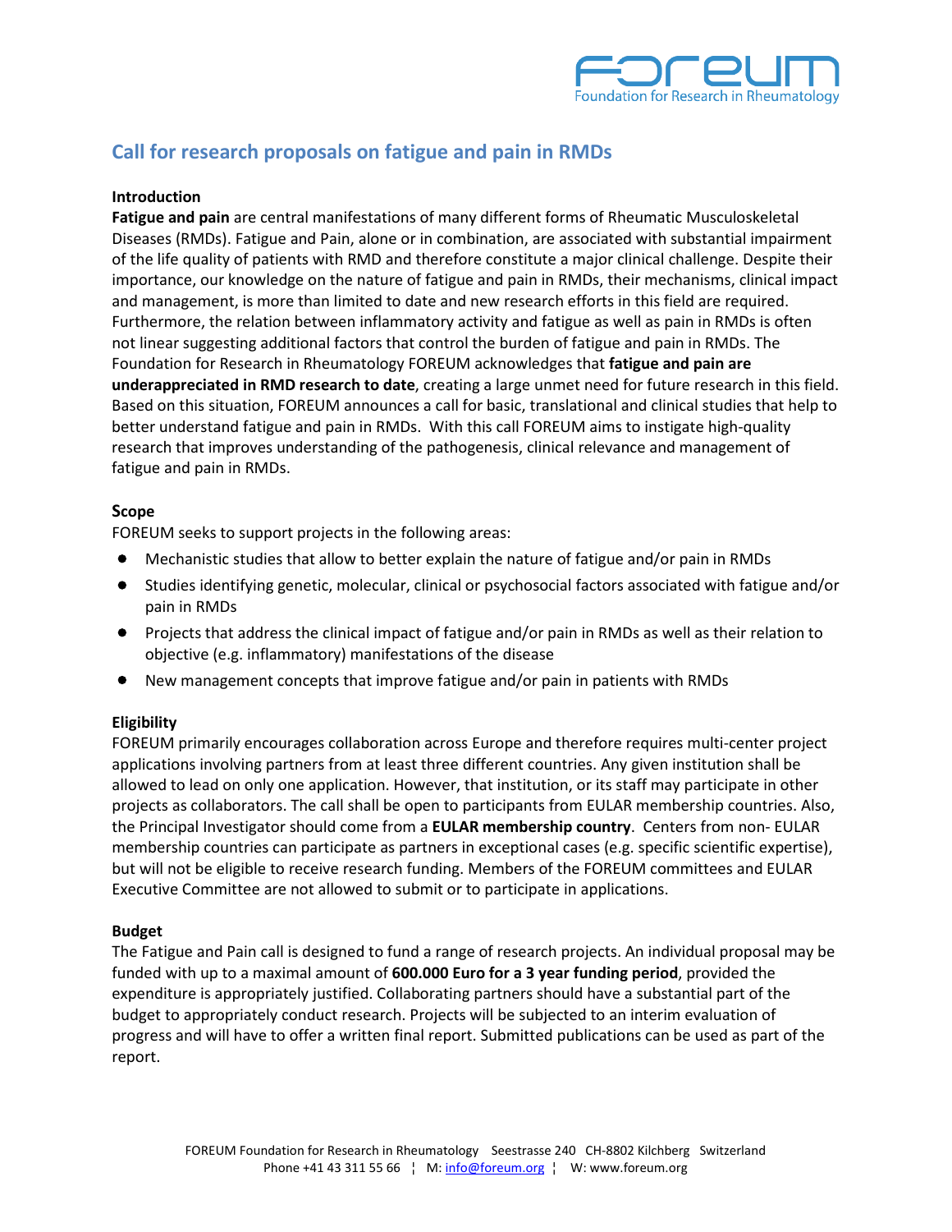# Call for research proposals on fatigue and pain in RMDs

**Introduction**

**Fatigue and pain** are central manifestations of many different forms of Rheumatic Musculoskeletal Diseases (RMDs). Fatigue and Pain, alone or in combination, are associated with substantial impairment of the life quality of patients with RMD and therefore constitute a major clinical challenge. Despite their importance, our knowledge on the nature of fatigue and pain in RMDs, their mechanisms, clinical impact and management, is more than limited to date and new research efforts in this field are required. Furthermore, the relation between inflammatory activity and fatigue as well as pain in RMDs is often not linear suggesting additional factors that control the burden of fatigue and pain in RMDs. The Foundation for Research in Rheumatology FOREUM acknowledges that **fatigue and pain are underappreciated in RMD research to date**, creating a large unmet need for future research in this field. Based on this situation, FOREUM announces a call for basic, translational and clinical studies that help to better understand fatigue and pain in RMDs. With this call FOREUM aims to instigate high-quality research that improves understanding of the pathogenesis, clinical relevance and management of fatigue and pain in RMDs.

## Scope

FOREUM seeks to support projects in the following areas:

- Mechanistic studies that allow to better explain the nature of fatigue and/or pain in RMDs
- Studies identifying genetic, molecular, clinical or psychosocial factors associated with fatigue and/or pain in RMDs
- Projects that address the clinical impact of fatigue and/or pain in RMDs as well as their relation to objective (e.g. inflammatory) manifestations of the disease
- New management concepts that improve fatigue and/or pain in patients with RMDs

**Eligibility**

FOREUM primarily encourages collaboration across Europe and therefore requires multi-center project applications involving partners from at least three different countries. Any given institution shall be allowed to lead on only one application. However, that institution, or its staff may participate in other projects as collaborators. The call shall be open to participants from EULAR membership countries. Also, the Principal Investigator should come from a **EULAR membership country**. Centers from non- EULAR membership countries can participate as partners in exceptional cases (e.g. specific scientific expertise), but will not be eligible to receive research funding. Members of the FOREUM committees and EULAR Executive Committee are not allowed to submit or to participate in applications.

**Budget**

The Fatigue and Pain call is designed to fund a range of research projects. An individual proposal may be funded with up to a maximal amount of **600.000 Euro for a 3 year funding period**, provided the expenditure is appropriately justified. Collaborating partners should have a substantial part of the budget to appropriately conduct research. Projects will be subjected to an interim evaluation of progress and will have to offer a written final report. Submitted publications can be used as part of the report.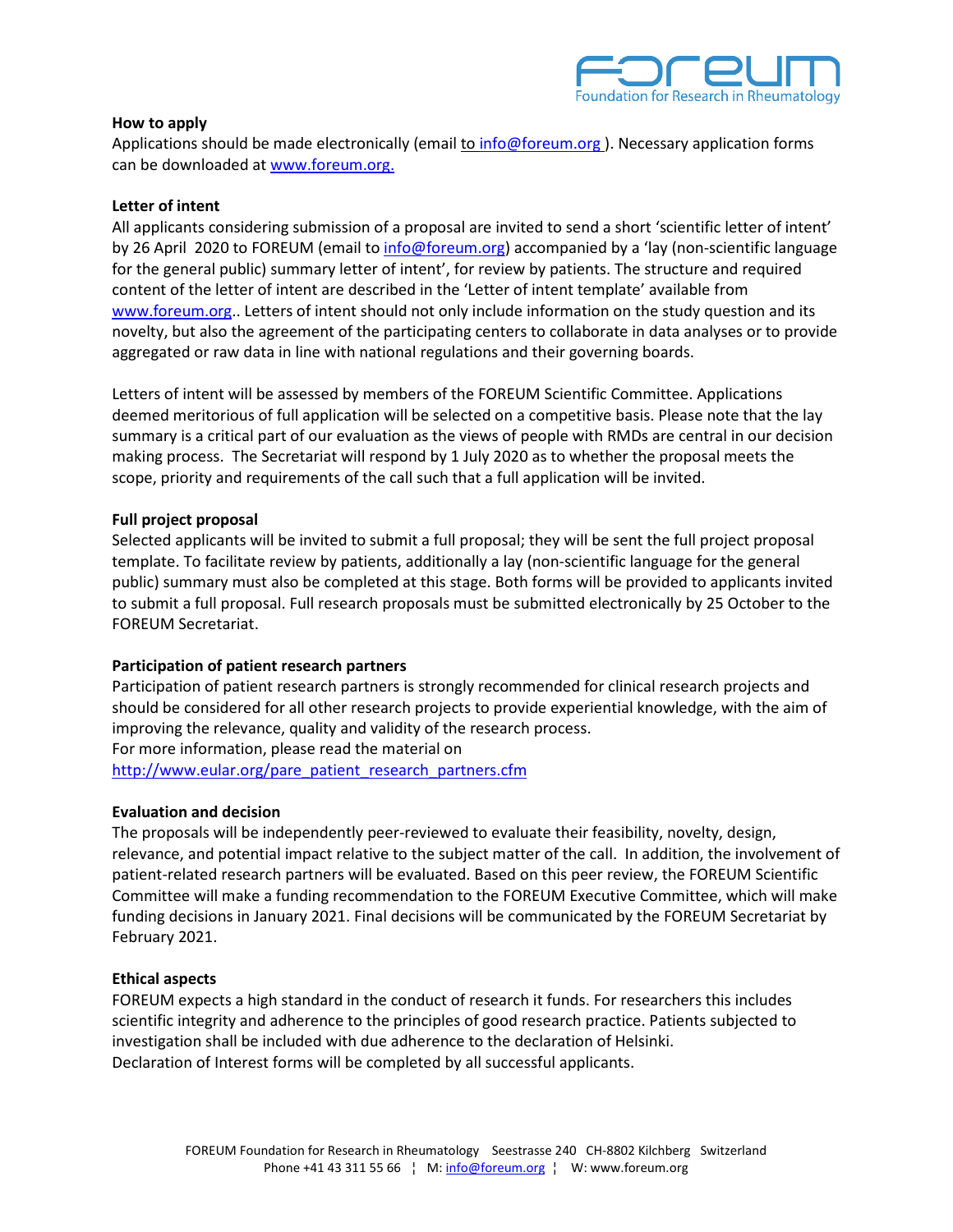### How to apply

Applications should be made electronically (email to info@foreum.org ). Necessary application forms can be downloaded at www.foreum.org.

### Letter of intent

All applicants considering submission of a proposal are invited to send a short 'scientific letter of intent' by 26 April 2020 to FOREUM (email to info@foreum.org) accompanied by a 'lay (non-scientific language for the general public) summary letter of intent', for review by patients. The structure and required content of the letter of intent are described in the 'Letter of intent template' available from www.foreum.org.. Letters of intent should not only include information on the study question and its novelty, but also the agreement of the participating centers to collaborate in data analyses or to provide aggregated or raw data in line with national regulations and their governing boards.

Letters of intent will be assessed by members of the FOREUM Scientific Committee. Applications deemed meritorious of full application will be selected on a competitive basis. Please note that the lay summary is a critical part of our evaluation as the views of people with RMDs are central in our decision making process. The Secretariat will respond by 1 July 2020 as to whether the proposal meets the scope, priority and requirements of the call such that a full application will be invited.

### Full project proposal

Selected applicants will be invited to submit a full proposal; they will be sent the full project proposal template. To facilitate review by patients, additionally a lay (non-scientific language for the general public) summary must also be completed at this stage. Both forms will be provided to applicants invited to submit a full proposal. Full research proposals must be submitted electronically by 25 October to the FOREUM Secretariat.

### Participation of patient research partners

Participation of patient research partners is strongly recommended for clinical research projects and should be considered for all other research projects to provide experiential knowledge, with the aim of improving the relevance, quality and validity of the research process.
For more information, please read the material on
http://www.eular.org/pare_patient_research_partners.cfm

### Evaluation and decision

The proposals will be independently peer-reviewed to evaluate their feasibility, novelty, design, relevance, and potential impact relative to the subject matter of the call. In addition, the involvement of patient-related research partners will be evaluated. Based on this peer review, the FOREUM Scientific Committee will make a funding recommendation to the FOREUM Executive Committee, which will make funding decisions in January 2021. Final decisions will be communicated by the FOREUM Secretariat by February 2021.

### Ethical aspects

FOREUM expects a high standard in the conduct of research it funds. For researchers this includes scientific integrity and adherence to the principles of good research practice. Patients subjected to investigation shall be included with due adherence to the declaration of Helsinki.
Declaration of Interest forms will be completed by all successful applicants.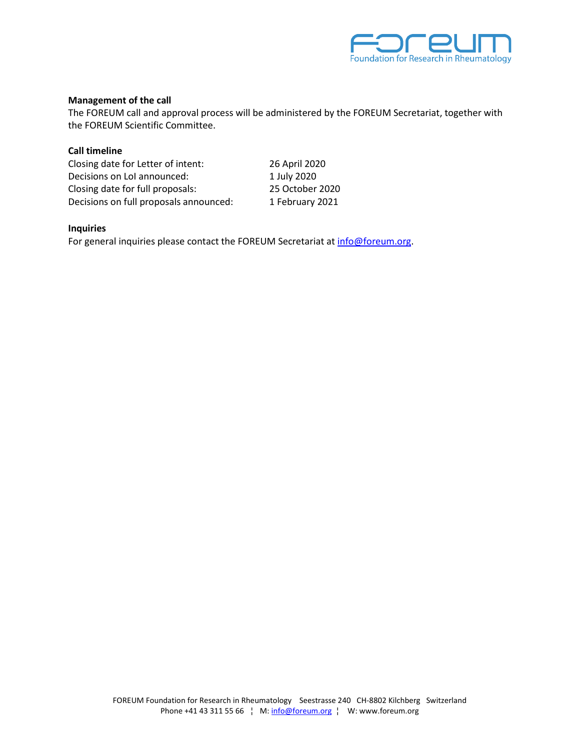**Management of the call**

The FOREUM call and approval process will be administered by the FOREUM Secretariat, together with the FOREUM Scientific Committee.

**Call timeline**

| | |
|---|---|
| Closing date for Letter of intent: | 26 April 2020 |
| Decisions on LoI announced: | 1 July 2020 |
| Closing date for full proposals: | 25 October 2020 |
| Decisions on full proposals announced: | 1 February 2021 |

**Inquiries**

For general inquiries please contact the FOREUM Secretariat at info@foreum.org.